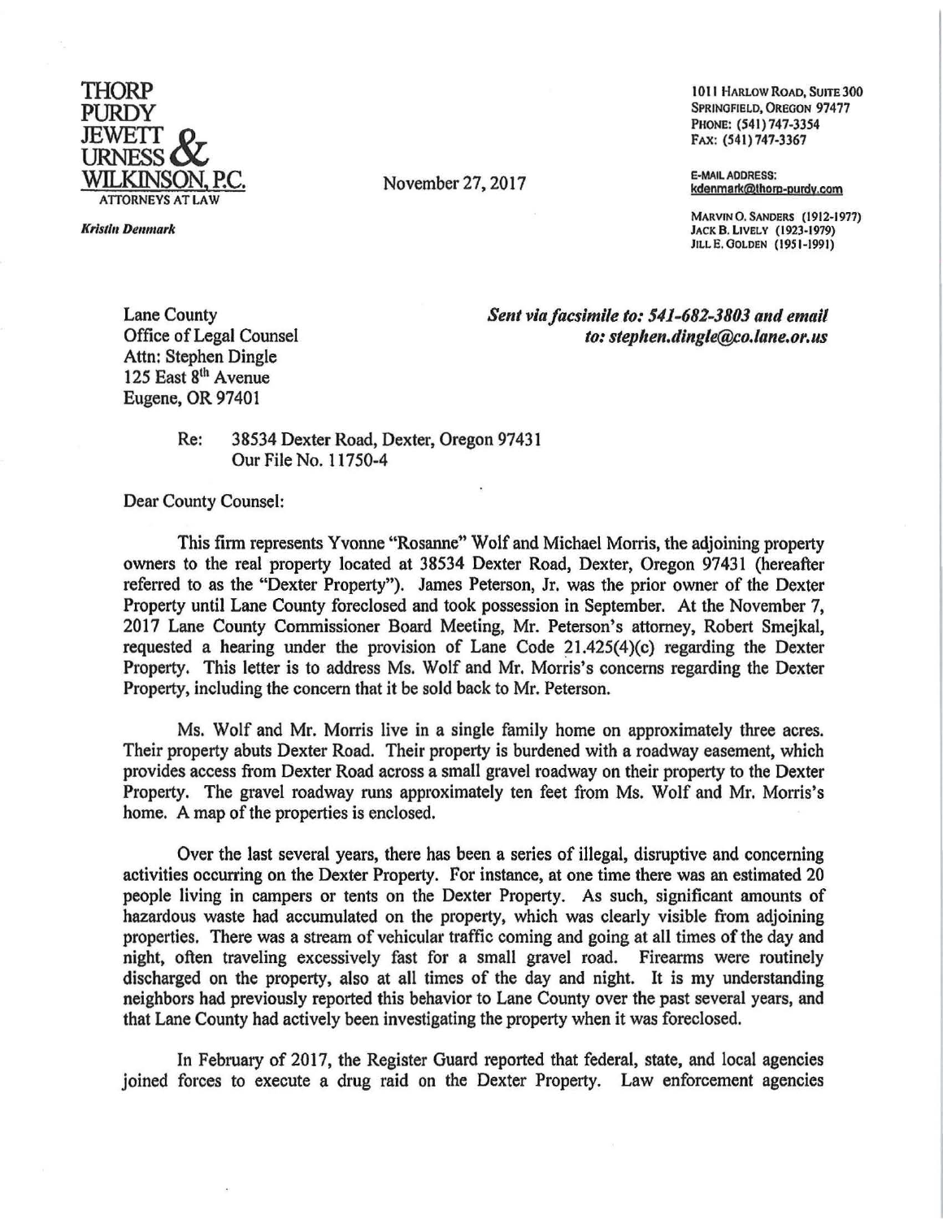**THORP PURDY JEWETT URNESS & WILKINSON, P.C.**
ATTORNEYS AT LAW

*Kristin Denmark*

November 27, 2017

1011 HARLOW ROAD, SUITE 300
SPRINGFIELD, OREGON 97477
PHONE: (541) 747-3354
FAX: (541) 747-3367

E-MAIL ADDRESS:
kdenmark@thorp-purdy.com

MARVIN O. SANDERS (1912-1977)
JACK B. LIVELY (1923-1979)
JILL E. GOLDEN (1951-1991)

Lane County
Office of Legal Counsel
Attn: Stephen Dingle
125 East 8th Avenue
Eugene, OR 97401

***Sent via facsimile to: 541-682-3803 and email to: stephen.dingle@co.lane.or.us***

Re: 38534 Dexter Road, Dexter, Oregon 97431
Our File No. 11750-4

Dear County Counsel:

This firm represents Yvonne "Rosanne" Wolf and Michael Morris, the adjoining property owners to the real property located at 38534 Dexter Road, Dexter, Oregon 97431 (hereafter referred to as the "Dexter Property"). James Peterson, Jr. was the prior owner of the Dexter Property until Lane County foreclosed and took possession in September. At the November 7, 2017 Lane County Commissioner Board Meeting, Mr. Peterson's attorney, Robert Smejkal, requested a hearing under the provision of Lane Code 21.425(4)(c) regarding the Dexter Property. This letter is to address Ms. Wolf and Mr. Morris's concerns regarding the Dexter Property, including the concern that it be sold back to Mr. Peterson.

Ms. Wolf and Mr. Morris live in a single family home on approximately three acres. Their property abuts Dexter Road. Their property is burdened with a roadway easement, which provides access from Dexter Road across a small gravel roadway on their property to the Dexter Property. The gravel roadway runs approximately ten feet from Ms. Wolf and Mr. Morris's home. A map of the properties is enclosed.

Over the last several years, there has been a series of illegal, disruptive and concerning activities occurring on the Dexter Property. For instance, at one time there was an estimated 20 people living in campers or tents on the Dexter Property. As such, significant amounts of hazardous waste had accumulated on the property, which was clearly visible from adjoining properties. There was a stream of vehicular traffic coming and going at all times of the day and night, often traveling excessively fast for a small gravel road. Firearms were routinely discharged on the property, also at all times of the day and night. It is my understanding neighbors had previously reported this behavior to Lane County over the past several years, and that Lane County had actively been investigating the property when it was foreclosed.

In February of 2017, the Register Guard reported that federal, state, and local agencies joined forces to execute a drug raid on the Dexter Property. Law enforcement agencies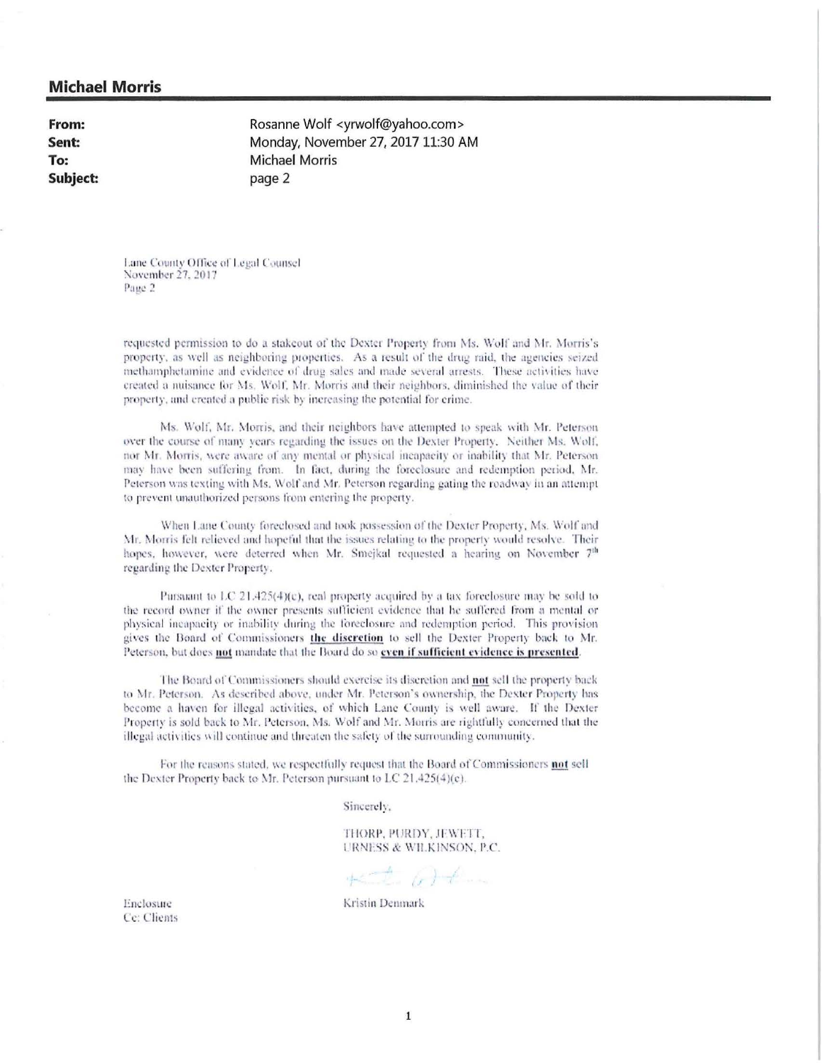## Michael Morris

**From:** Rosanne Wolf <yrwolf@yahoo.com>
**Sent:** Monday, November 27, 2017 11:30 AM
**To:** Michael Morris
**Subject:** page 2

Lane County Office of Legal Counsel
November 27, 2017
Page 2

requested permission to do a stakeout of the Dexter Property from Ms. Wolf and Mr. Morris's property, as well as neighboring properties. As a result of the drug raid, the agencies seized methamphetamine and evidence of drug sales and made several arrests. These activities have created a nuisance for Ms. Wolf, Mr. Morris and their neighbors, diminished the value of their property, and created a public risk by increasing the potential for crime.

Ms. Wolf, Mr. Morris, and their neighbors have attempted to speak with Mr. Peterson over the course of many years regarding the issues on the Dexter Property. Neither Ms. Wolf, nor Mr. Morris, were aware of any mental or physical incapacity or inability that Mr. Peterson may have been suffering from. In fact, during the foreclosure and redemption period, Mr. Peterson was texting with Ms. Wolf and Mr. Peterson regarding gating the roadway in an attempt to prevent unauthorized persons from entering the property.

When Lane County foreclosed and took possession of the Dexter Property, Ms. Wolf and Mr. Morris felt relieved and hopeful that the issues relating to the property would resolve. Their hopes, however, were deterred when Mr. Smejkal requested a hearing on November 7th regarding the Dexter Property.

Pursuant to LC 21.425(4)(c), real property acquired by a tax foreclosure may be sold to the record owner if the owner presents sufficient evidence that he suffered from a mental or physical incapacity or inability during the foreclosure and redemption period. This provision gives the Board of Commissioners **the discretion** to sell the Dexter Property back to Mr. Peterson, but does **not** mandate that the Board do so **even if sufficient evidence is presented**.

The Board of Commissioners should exercise its discretion and **not** sell the property back to Mr. Peterson. As described above, under Mr. Peterson's ownership, the Dexter Property has become a haven for illegal activities, of which Lane County is well aware. If the Dexter Property is sold back to Mr. Peterson, Ms. Wolf and Mr. Morris are rightfully concerned that the illegal activities will continue and threaten the safety of the surrounding community.

For the reasons stated, we respectfully request that the Board of Commissioners **not** sell the Dexter Property back to Mr. Peterson pursuant to LC 21.425(4)(c).

Sincerely,

THORP, PURDY, JEWETT,
URNESS & WILKINSON, P.C.

Kristin Denmark

Enclosure
Cc: Clients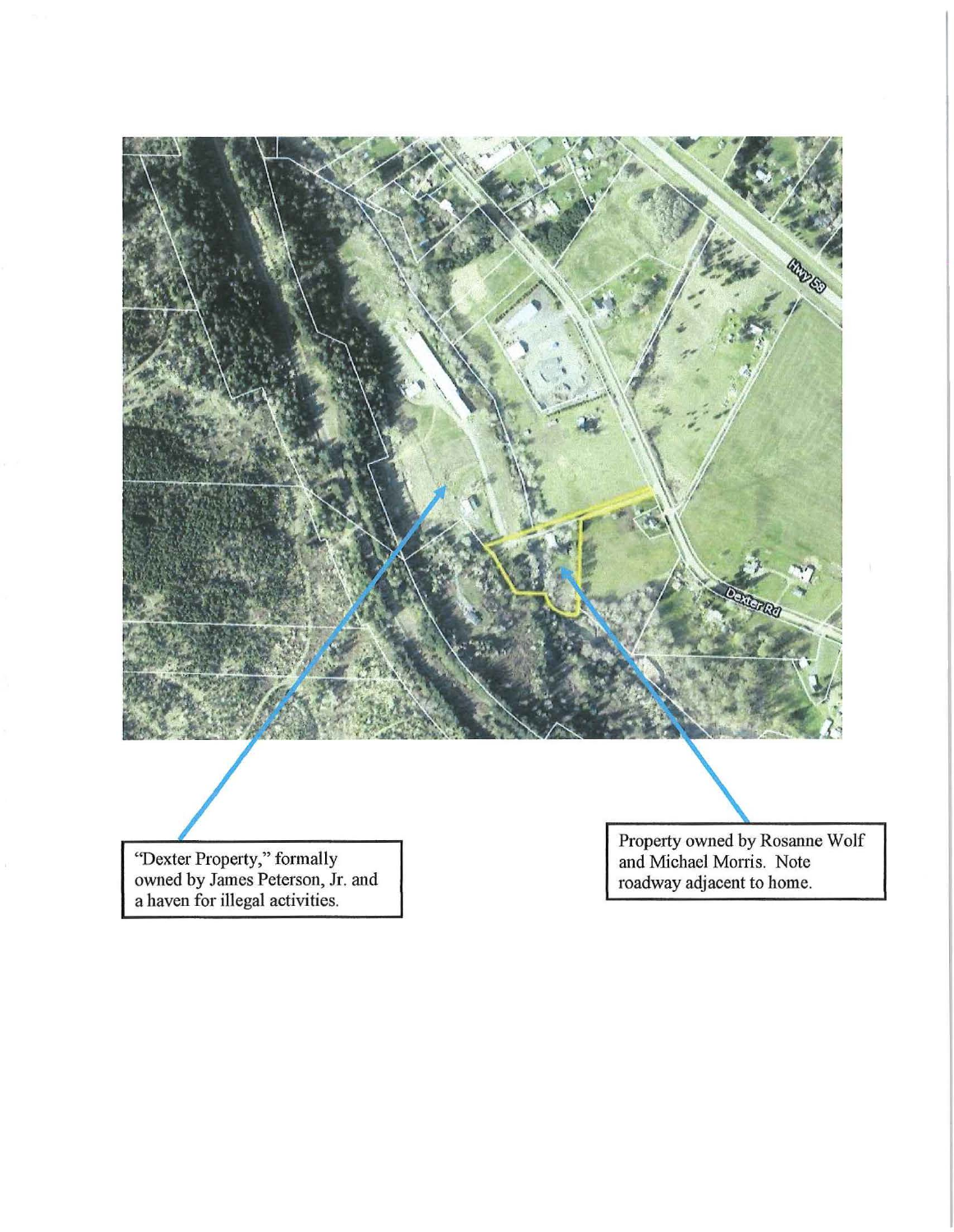Hwy 58

Dexter Rd

"Dexter Property," formally owned by James Peterson, Jr. and a haven for illegal activities.

Property owned by Rosanne Wolf and Michael Morris. Note roadway adjacent to home.